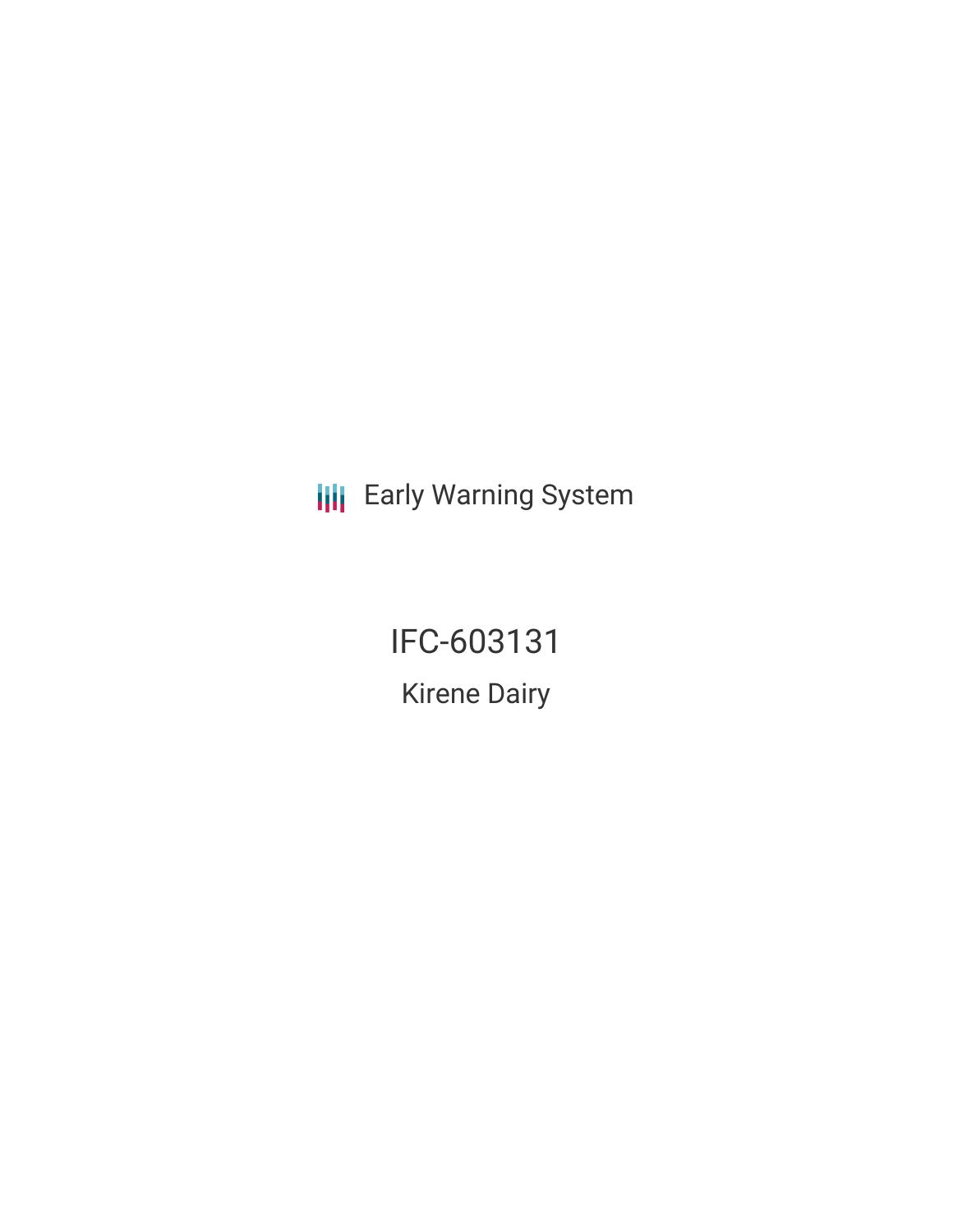Early Warning System

# IFC-603131

## Kirene Dairy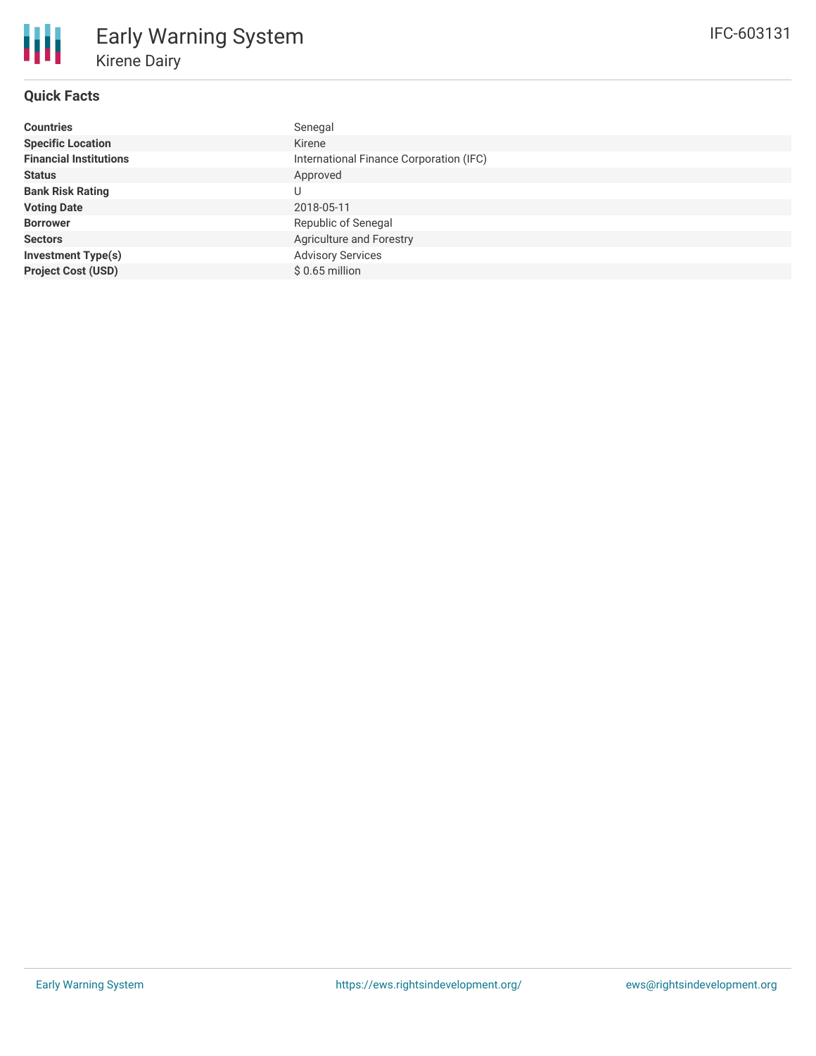# Early Warning System

## Kirene Dairy

IFC-603131

### Quick Facts

| | |
|---|---|
| **Countries** | Senegal |
| **Specific Location** | Kirene |
| **Financial Institutions** | International Finance Corporation (IFC) |
| **Status** | Approved |
| **Bank Risk Rating** | U |
| **Voting Date** | 2018-05-11 |
| **Borrower** | Republic of Senegal |
| **Sectors** | Agriculture and Forestry |
| **Investment Type(s)** | Advisory Services |
| **Project Cost (USD)** | $ 0.65 million |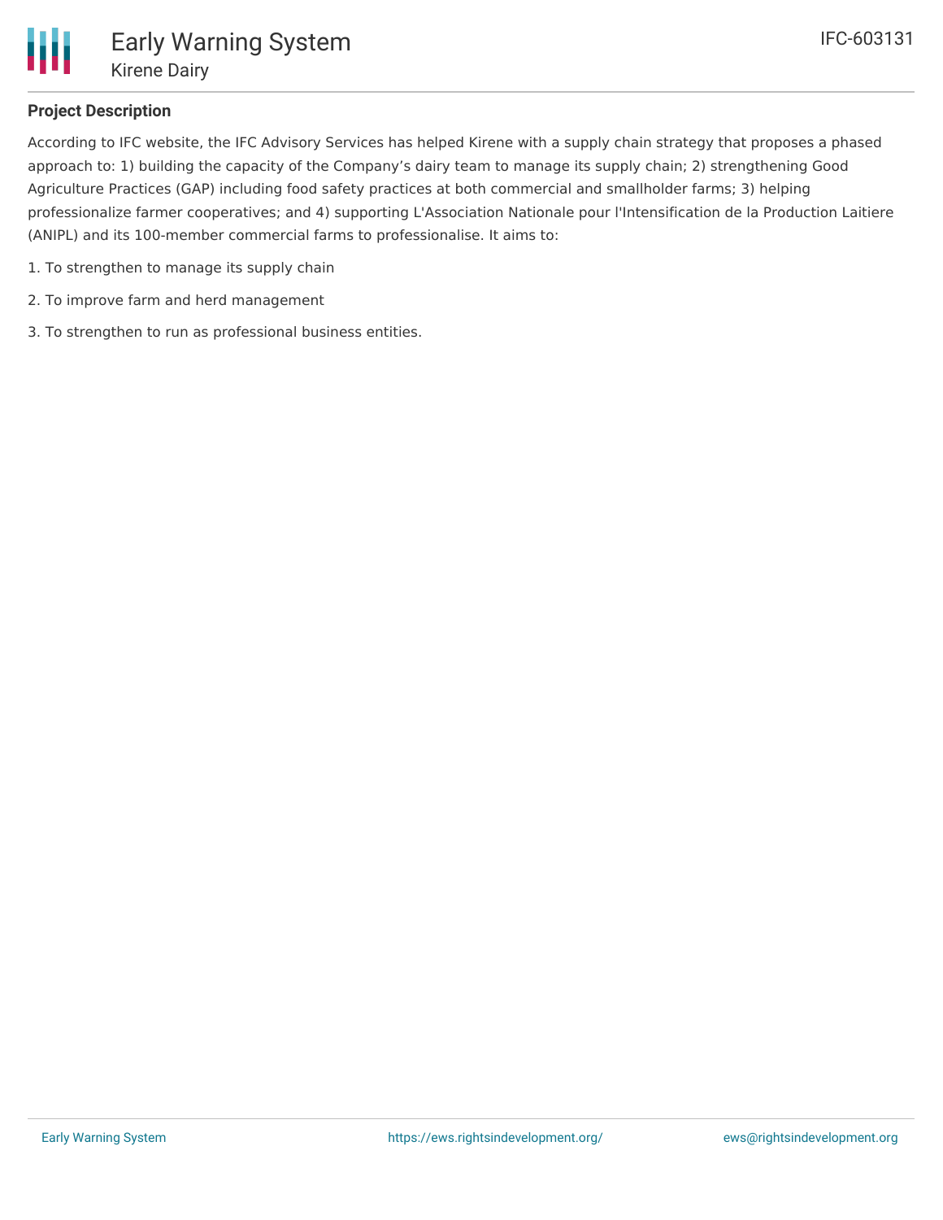## Project Description

According to IFC website, the IFC Advisory Services has helped Kirene with a supply chain strategy that proposes a phased approach to: 1) building the capacity of the Company's dairy team to manage its supply chain; 2) strengthening Good Agriculture Practices (GAP) including food safety practices at both commercial and smallholder farms; 3) helping professionalize farmer cooperatives; and 4) supporting L'Association Nationale pour l'Intensification de la Production Laitiere (ANIPL) and its 100-member commercial farms to professionalise. It aims to:

1. To strengthen to manage its supply chain

2. To improve farm and herd management

3. To strengthen to run as professional business entities.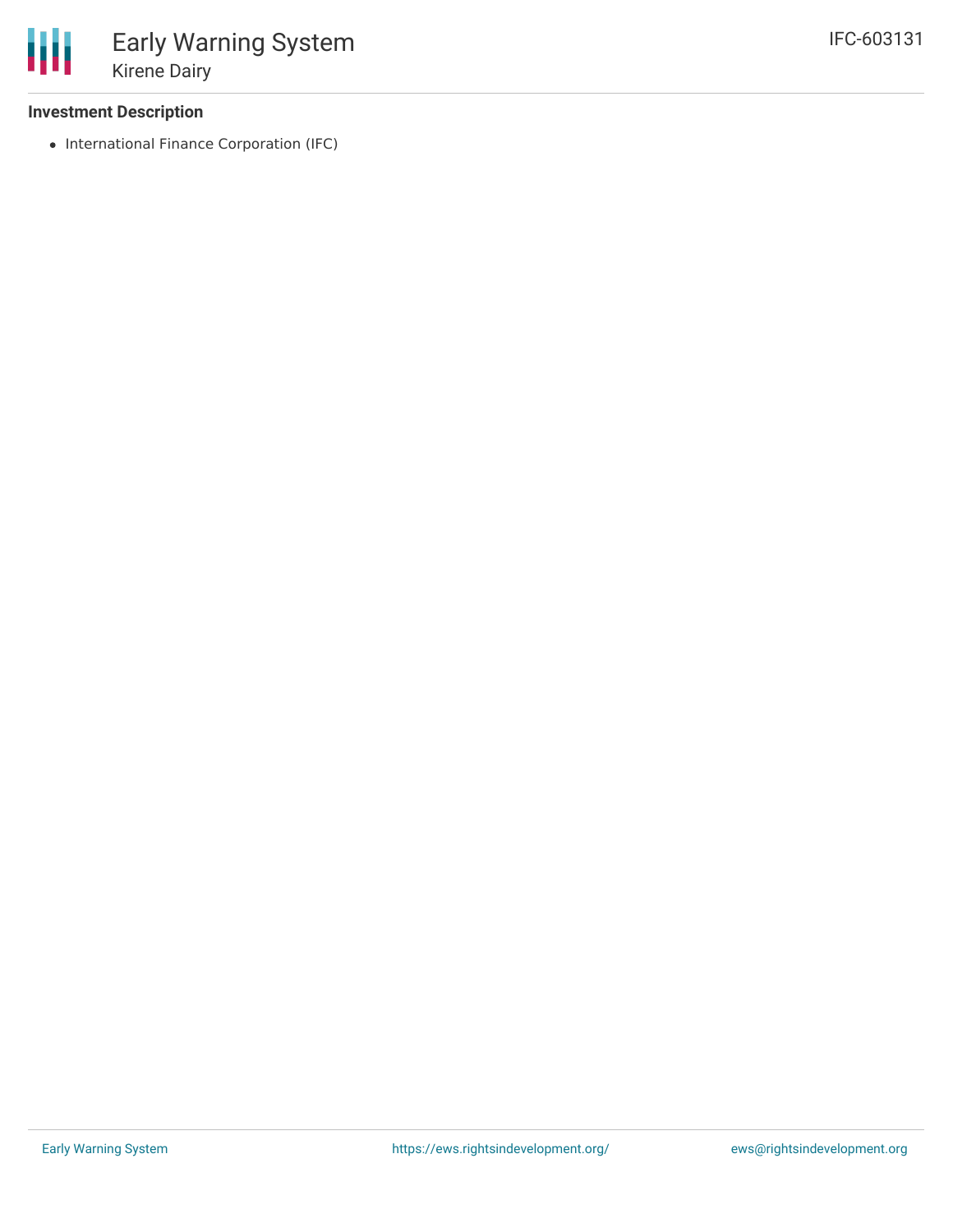### Investment Description

- International Finance Corporation (IFC)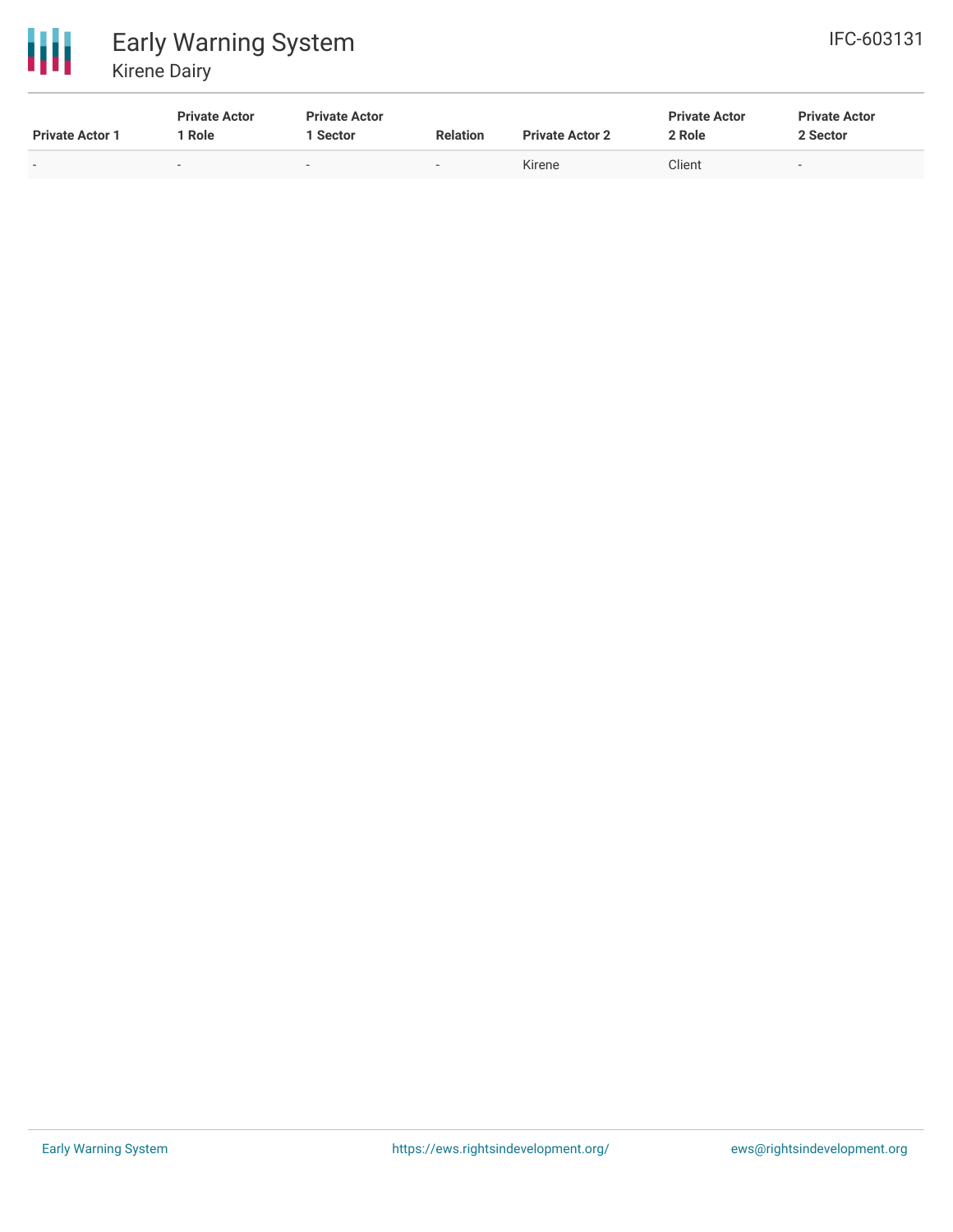| Private Actor 1 | Private Actor 1 Role | Private Actor 1 Sector | Relation | Private Actor 2 | Private Actor 2 Role | Private Actor 2 Sector |
|---|---|---|---|---|---|---|
| - | - | - | - | Kirene | Client | - |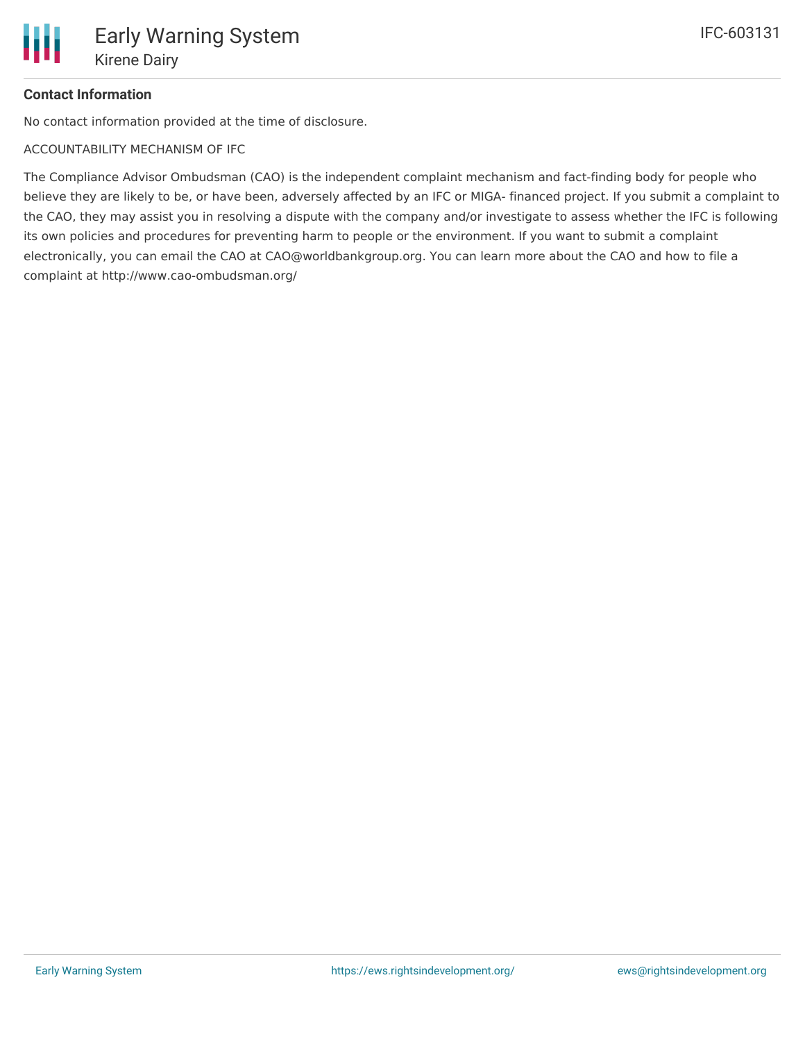**Contact Information**

No contact information provided at the time of disclosure.

ACCOUNTABILITY MECHANISM OF IFC

The Compliance Advisor Ombudsman (CAO) is the independent complaint mechanism and fact-finding body for people who believe they are likely to be, or have been, adversely affected by an IFC or MIGA- financed project. If you submit a complaint to the CAO, they may assist you in resolving a dispute with the company and/or investigate to assess whether the IFC is following its own policies and procedures for preventing harm to people or the environment. If you want to submit a complaint electronically, you can email the CAO at CAO@worldbankgroup.org. You can learn more about the CAO and how to file a complaint at http://www.cao-ombudsman.org/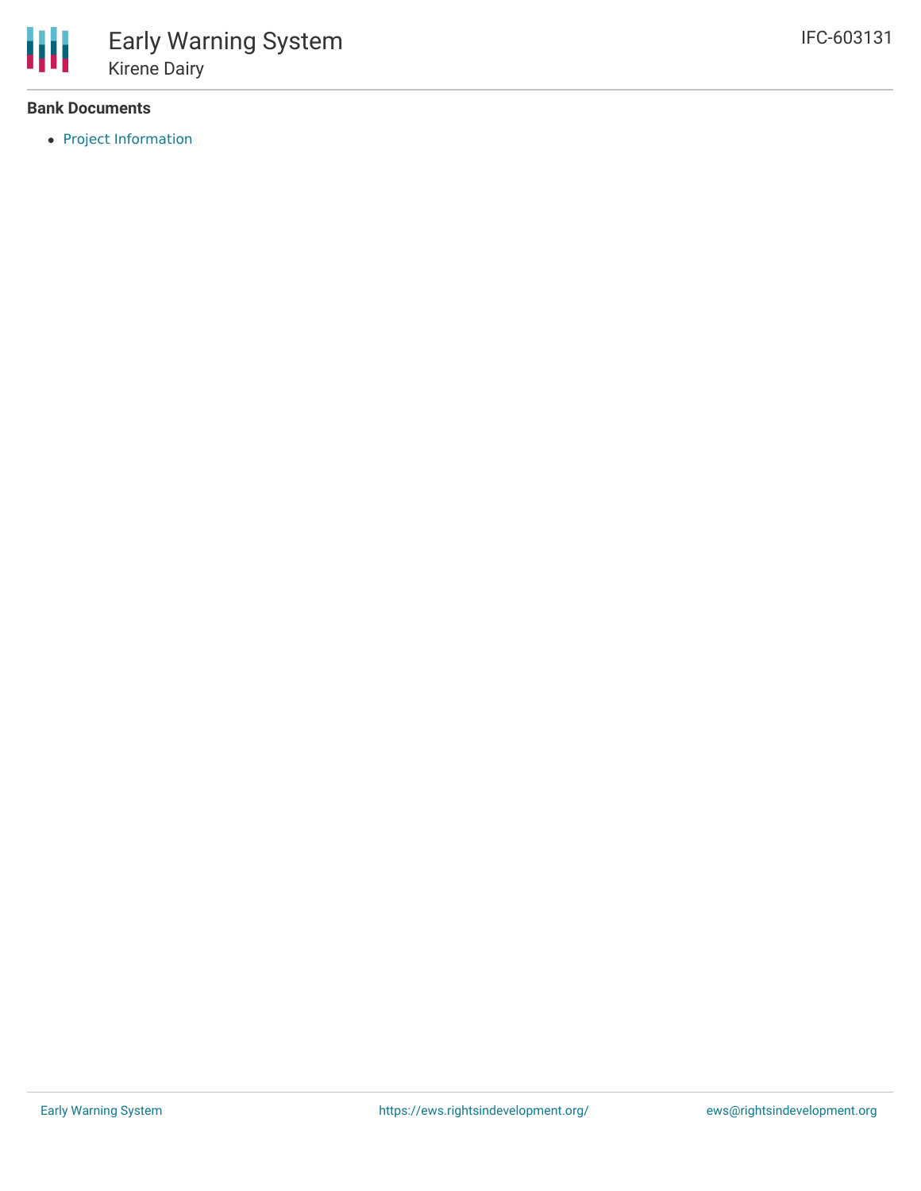**Bank Documents**

- Project Information